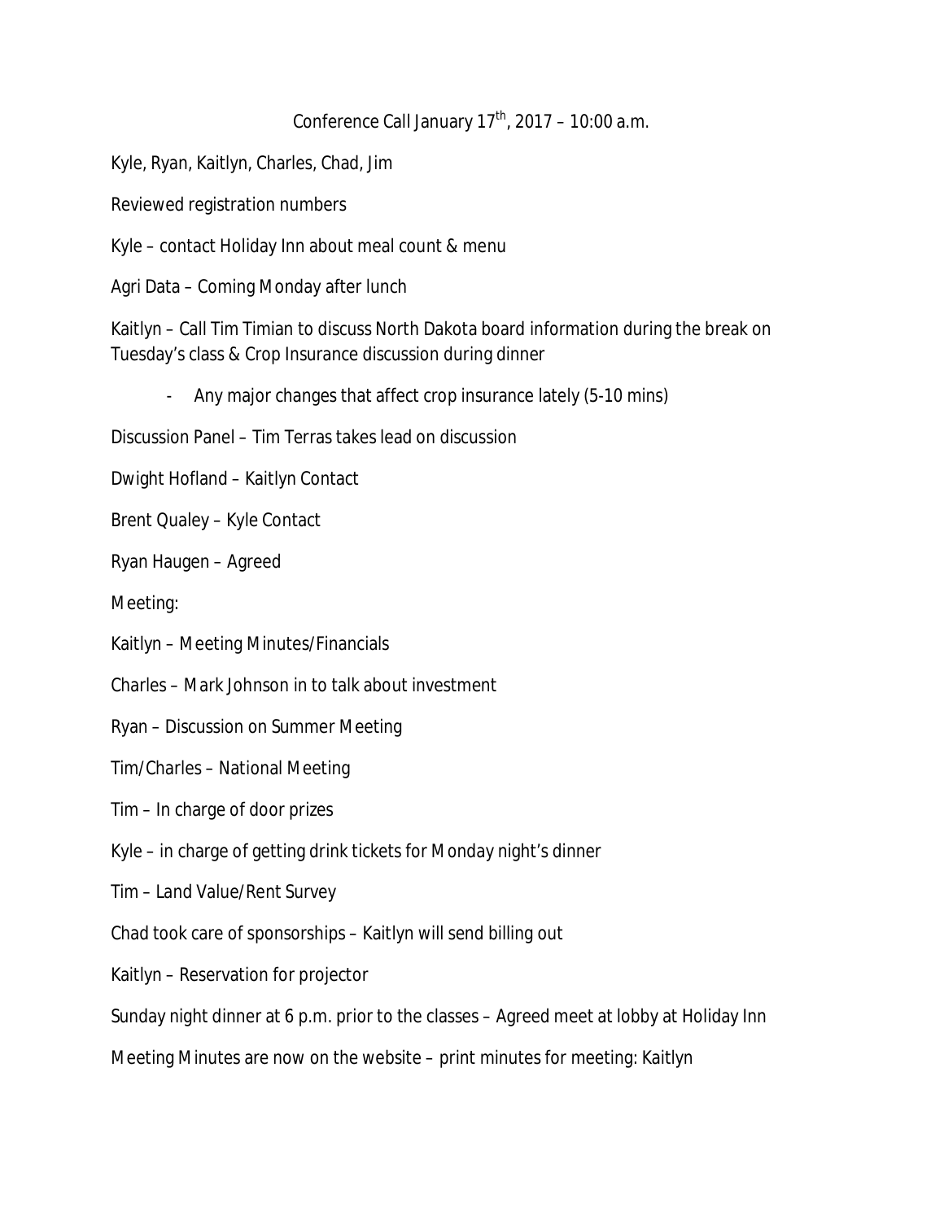Conference Call January 17th, 2017 – 10:00 a.m.

Kyle, Ryan, Kaitlyn, Charles, Chad, Jim

Reviewed registration numbers

Kyle – contact Holiday Inn about meal count & menu

Agri Data – Coming Monday after lunch

Kaitlyn – Call Tim Timian to discuss North Dakota board information during the break on Tuesday's class & Crop Insurance discussion during dinner

- Any major changes that affect crop insurance lately (5-10 mins)

Discussion Panel – Tim Terras takes lead on discussion

Dwight Hofland – Kaitlyn Contact

Brent Qualey – Kyle Contact

Ryan Haugen – Agreed

Meeting:

Kaitlyn – Meeting Minutes/Financials

Charles – Mark Johnson in to talk about investment

Ryan – Discussion on Summer Meeting

Tim/Charles – National Meeting

Tim – In charge of door prizes

Kyle – in charge of getting drink tickets for Monday night's dinner

Tim – Land Value/Rent Survey

Chad took care of sponsorships – Kaitlyn will send billing out

Kaitlyn – Reservation for projector

Sunday night dinner at 6 p.m. prior to the classes – Agreed meet at lobby at Holiday Inn

Meeting Minutes are now on the website – print minutes for meeting: Kaitlyn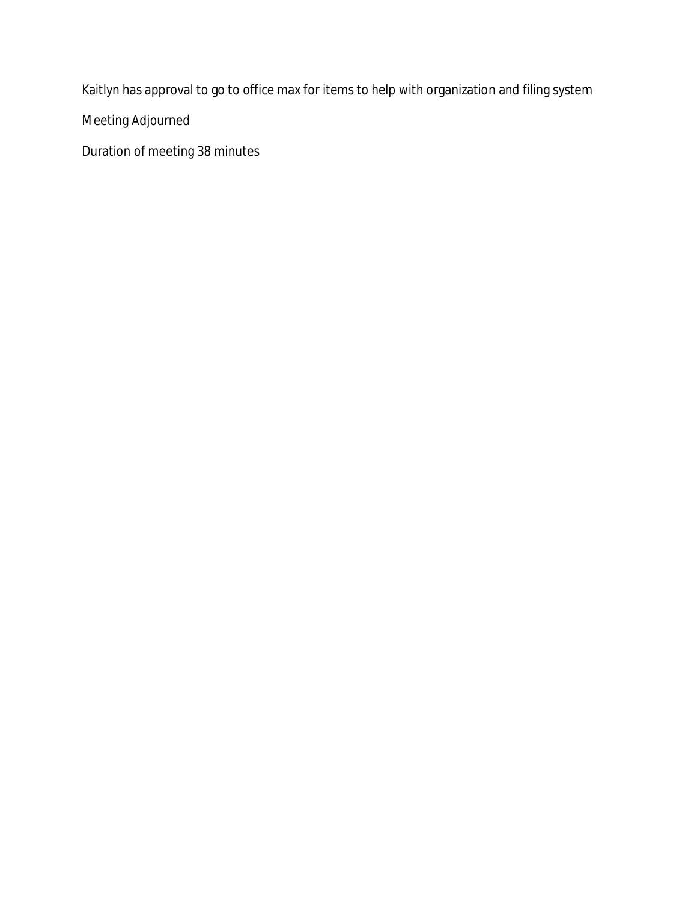Kaitlyn has approval to go to office max for items to help with organization and filing system

Meeting Adjourned

Duration of meeting 38 minutes